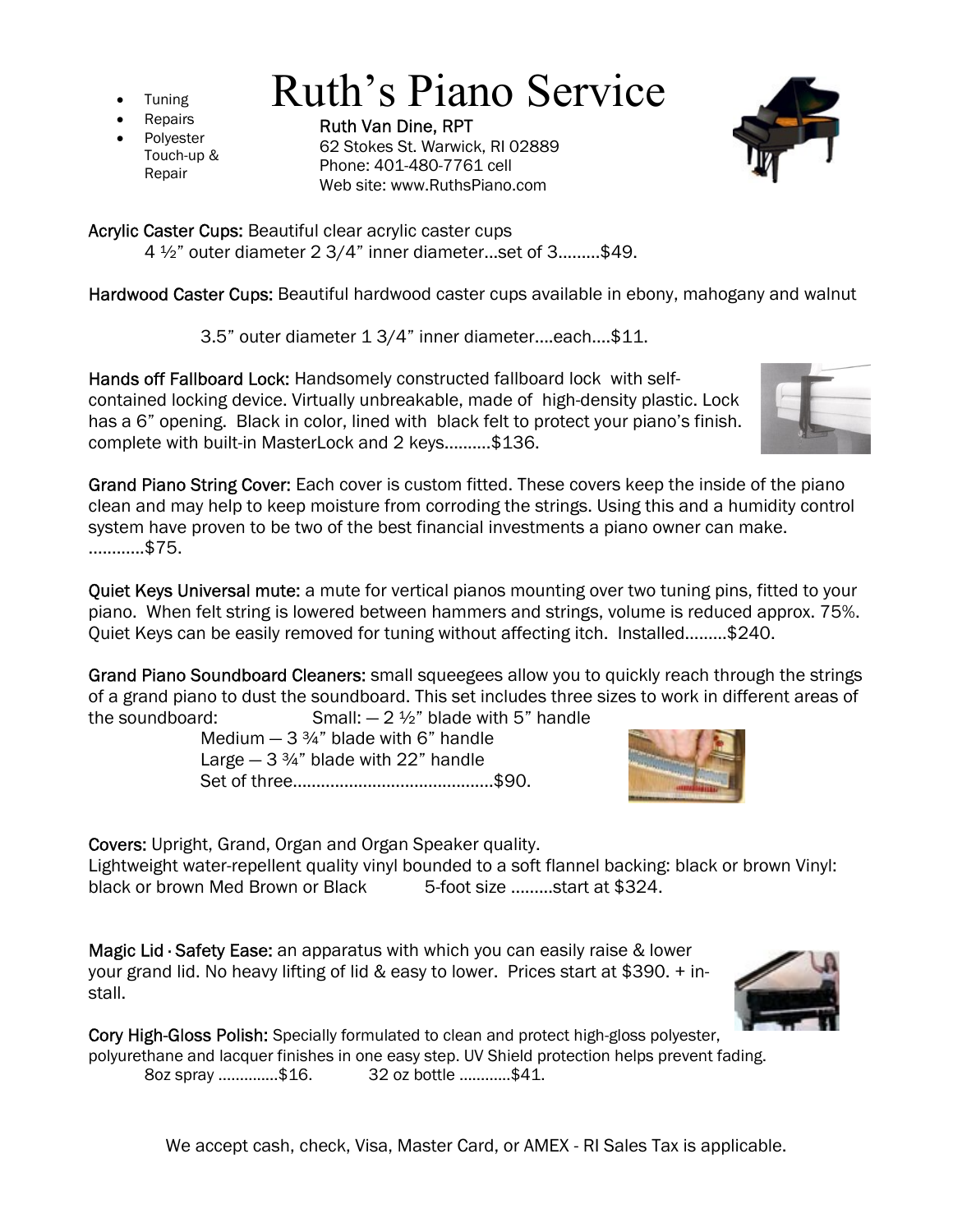- Tuning
- Repairs
- Polyester Touch-up & Repair

# Ruth's Piano Service

Ruth Van Dine, RPT
62 Stokes St. Warwick, RI 02889
Phone: 401-480-7761 cell
Web site: www.RuthsPiano.com

**Acrylic Caster Cups:** Beautiful clear acrylic caster cups
4 ½" outer diameter 2 3/4" inner diameter…set of 3………$49.

**Hardwood Caster Cups:** Beautiful hardwood caster cups available in ebony, mahogany and walnut

3.5" outer diameter 1 3/4" inner diameter….each….$11.

**Hands off Fallboard Lock:** Handsomely constructed fallboard lock with self-contained locking device. Virtually unbreakable, made of high-density plastic. Lock has a 6" opening. Black in color, lined with black felt to protect your piano's finish. complete with built-in MasterLock and 2 keys……….$136.

**Grand Piano String Cover:** Each cover is custom fitted. These covers keep the inside of the piano clean and may help to keep moisture from corroding the strings. Using this and a humidity control system have proven to be two of the best financial investments a piano owner can make. …………$75.

**Quiet Keys Universal mute:** a mute for vertical pianos mounting over two tuning pins, fitted to your piano. When felt string is lowered between hammers and strings, volume is reduced approx. 75%. Quiet Keys can be easily removed for tuning without affecting itch. Installed………$240.

**Grand Piano Soundboard Cleaners:** small squeegees allow you to quickly reach through the strings of a grand piano to dust the soundboard. This set includes three sizes to work in different areas of the soundboard: Small: — 2 ½" blade with 5" handle
Medium — 3 ¾" blade with 6" handle
Large — 3 ¾" blade with 22" handle
Set of three…………………………………….$90.

**Covers:** Upright, Grand, Organ and Organ Speaker quality.
Lightweight water-repellent quality vinyl bounded to a soft flannel backing: black or brown Vinyl: black or brown Med Brown or Black 5-foot size ………start at $324.

**Magic Lid · Safety Ease:** an apparatus with which you can easily raise & lower your grand lid. No heavy lifting of lid & easy to lower. Prices start at $390. + install.

**Cory High-Gloss Polish:** Specially formulated to clean and protect high-gloss polyester, polyurethane and lacquer finishes in one easy step. UV Shield protection helps prevent fading.
8oz spray …………..$16. 32 oz bottle …………$41.

We accept cash, check, Visa, Master Card, or AMEX - RI Sales Tax is applicable.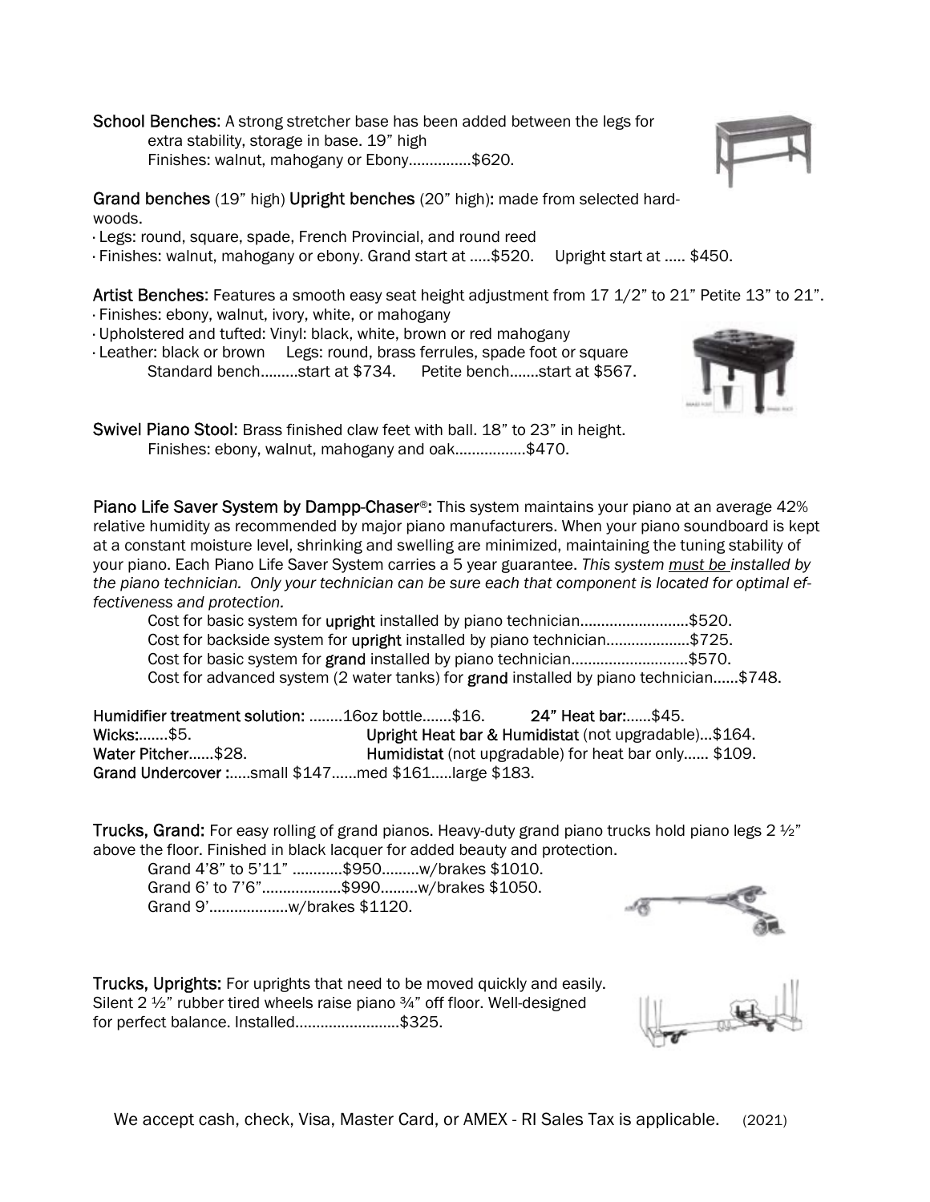**School Benches:** A strong stretcher base has been added between the legs for extra stability, storage in base. 19" high
Finishes: walnut, mahogany or Ebony...............$620.

**Grand benches** (19" high) **Upright benches** (20" high)**:** made from selected hardwoods.

· Legs: round, square, spade, French Provincial, and round reed
· Finishes: walnut, mahogany or ebony. Grand start at .....$520.     Upright start at ..... $450.

**Artist Benches:** Features a smooth easy seat height adjustment from 17 1/2" to 21" Petite 13" to 21".

· Finishes: ebony, walnut, ivory, white, or mahogany
· Upholstered and tufted: Vinyl: black, white, brown or red mahogany
· Leather: black or brown     Legs: round, brass ferrules, spade foot or square
Standard bench.........start at $734.     Petite bench.......start at $567.

**Swivel Piano Stool:** Brass finished claw feet with ball. 18" to 23" in height.
Finishes: ebony, walnut, mahogany and oak.................$470.

**Piano Life Saver System by Dampp-Chaser®:** This system maintains your piano at an average 42% relative humidity as recommended by major piano manufacturers. When your piano soundboard is kept at a constant moisture level, shrinking and swelling are minimized, maintaining the tuning stability of your piano. Each Piano Life Saver System carries a 5 year guarantee. *This system must be installed by the piano technician. Only your technician can be sure each that component is located for optimal effectiveness and protection.*

Cost for basic system for **upright** installed by piano technician..........................$520.
Cost for backside system for **upright** installed by piano technician....................$725.
Cost for basic system for **grand** installed by piano technician............................$570.
Cost for advanced system (2 water tanks) for **grand** installed by piano technician......$748.

**Humidifier treatment solution:** ........16oz bottle.......$16.     **24" Heat bar:**......$45.
**Wicks:**.......$5.     **Upright Heat bar & Humidistat** (not upgradable)...$164.
**Water Pitcher**......$28.     **Humidistat** (not upgradable) for heat bar only...... $109.
**Grand Undercover :**.....small $147......med $161.....large $183.

**Trucks, Grand:** For easy rolling of grand pianos. Heavy-duty grand piano trucks hold piano legs 2 ½" above the floor. Finished in black lacquer for added beauty and protection.

Grand 4'8" to 5'11" ............$950.........w/brakes $1010.
Grand 6' to 7'6"...................$990.........w/brakes $1050.
Grand 9'...................w/brakes $1120.

**Trucks, Uprights:** For uprights that need to be moved quickly and easily. Silent 2 ½" rubber tired wheels raise piano ¾" off floor. Well-designed for perfect balance. Installed.........................$325.

We accept cash, check, Visa, Master Card, or AMEX - RI Sales Tax is applicable. (2021)